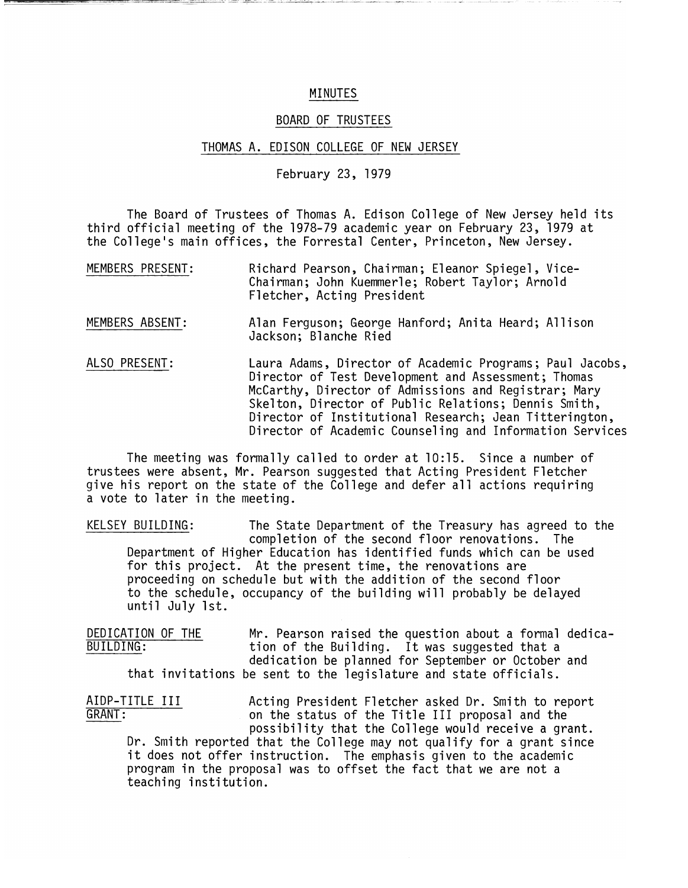# MINUTES

## BOARD OF TRUSTEES

## THOMAS A. EDISON COLLEGE OF NEW JERSEY

February 23, 1979

The Board of Trustees of Thomas A. Edison College of New Jersey held its third official meeting of the 1978-79 academic year on February 23, 1979 at the College's main offices, the Forrestal Center, Princeton, New Jersey.

MEMBERS PRESENT: Richard Pearson, Chairman; Eleanor Spiegel, Vice-Chairman; John Kuemmerle; Robert Taylor; Arnold Fletcher, Acting President

MEMBERS ABSENT: Alan Ferguson; George Hanford; Anita Heard; Allison Jackson; Blanche Ried

ALSO PRESENT: Laura Adams, Director of Academic Programs; Paul Jacobs, Director of Test Development and Assessment; Thomas McCarthy, Director of Admissions and Registrar; Mary Skelton, Director of Public Relations; Dennis Smith, Director of Institutional Research; Jean Titterington, Director of Academic Counseling and Information Services

The meeting was formally called to order at 10:15. Since a number of trustees were absent, Mr. Pearson suggested that Acting President Fletcher give his report on the state of the College and defer all actions requiring a vote to later in the meeting.

KELSEY BUILDING: The State Department of the Treasury has agreed to the completion of the second floor renovations. The Department of Higher Education has identified funds which can be used for this project. At the present time, the renovations are proceeding on schedule but with the addition of the second floor to the schedule, occupancy of the building will probably be delayed until July 1st.

DEDICATION OF THE BUILDING: Mr. Pearson raised the question about a formal dedication of the Building. It was suggested that a dedication be planned for September or October and that invitations be sent to the legislature and state officials.

AIDP-TITLE III GRANT: Acting President Fletcher asked Dr. Smith to report on the status of the Title III proposal and the possibility that the College would receive a grant. Dr. Smith reported that the College may not qualify for a grant since it does not offer instruction. The emphasis given to the academic program in the proposal was to offset the fact that we are not a teaching institution.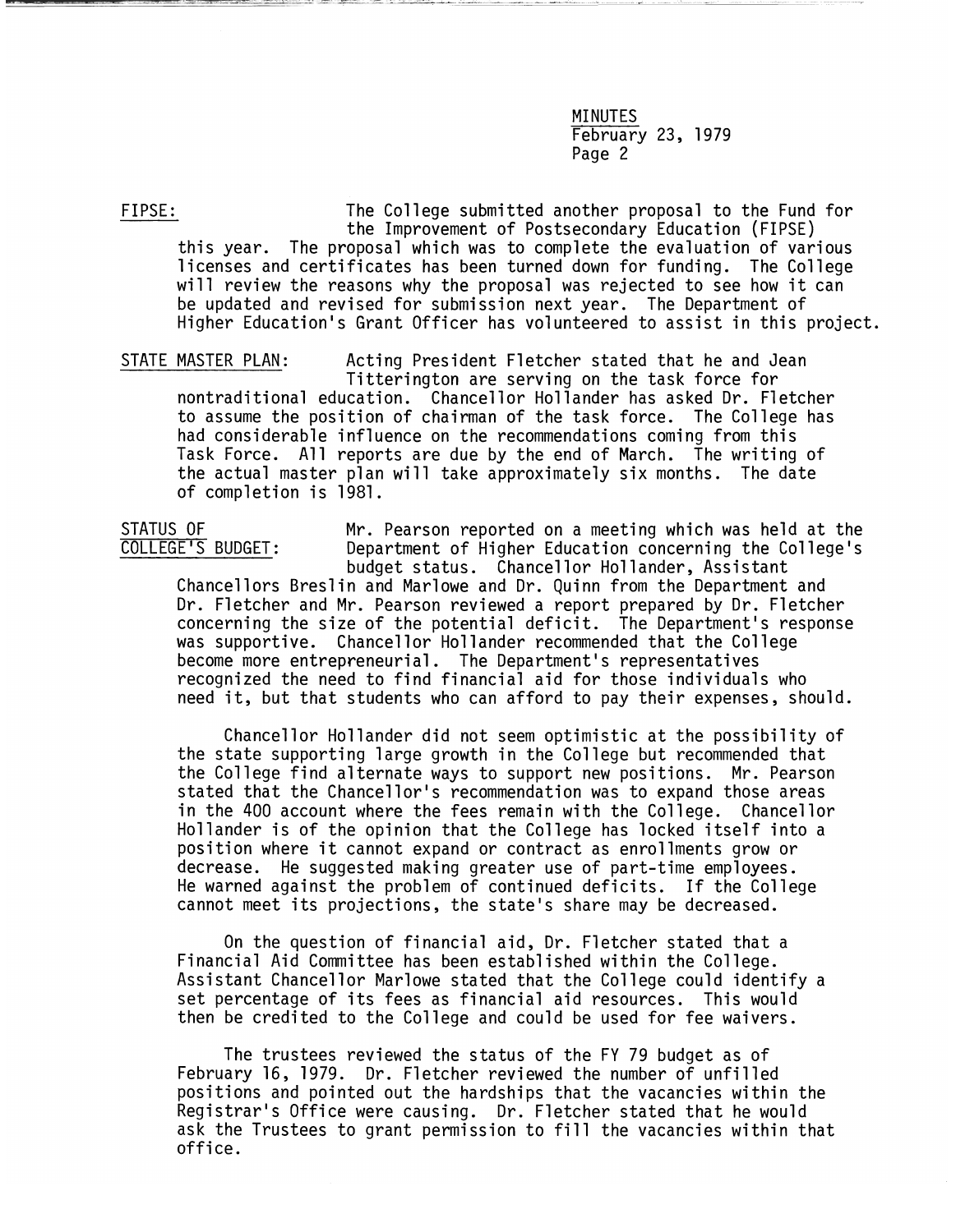**FIPSE:** The College submitted another proposal to the Fund for the Improvement of Postsecondary Education (FIPSE) this year. The proposal which was to complete the evaluation of various licenses and certificates has been turned down for funding. The College will review the reasons why the proposal was rejected to see how it can be updated and revised for submission next year. The Department of Higher Education's Grant Officer has volunteered to assist in this project.

**STATE MASTER PLAN:** Acting President Fletcher stated that he and Jean Titterington are serving on the task force for nontraditional education. Chancellor Hollander has asked Dr. Fletcher to assume the position of chairman of the task force. The College has had considerable influence on the recommendations coming from this Task Force. All reports are due by the end of March. The writing of the actual master plan will take approximately six months. The date of completion is 1981.

**STATUS OF COLLEGE'S BUDGET:** Mr. Pearson reported on a meeting which was held at the Department of Higher Education concerning the College's budget status. Chancellor Hollander, Assistant Chancellors Breslin and Marlowe and Dr. Quinn from the Department and Dr. Fletcher and Mr. Pearson reviewed a report prepared by Dr. Fletcher concerning the size of the potential deficit. The Department's response was supportive. Chancellor Hollander recommended that the College become more entrepreneurial. The Department's representatives recognized the need to find financial aid for those individuals who need it, but that students who can afford to pay their expenses, should.

Chancellor Hollander did not seem optimistic at the possibility of the state supporting large growth in the College but recommended that the College find alternate ways to support new positions. Mr. Pearson stated that the Chancellor's recommendation was to expand those areas in the 400 account where the fees remain with the College. Chancellor Hollander is of the opinion that the College has locked itself into a position where it cannot expand or contract as enrollments grow or decrease. He suggested making greater use of part-time employees. He warned against the problem of continued deficits. If the College cannot meet its projections, the state's share may be decreased.

On the question of financial aid, Dr. Fletcher stated that a Financial Aid Committee has been established within the College. Assistant Chancellor Marlowe stated that the College could identify a set percentage of its fees as financial aid resources. This would then be credited to the College and could be used for fee waivers.

The trustees reviewed the status of the FY 79 budget as of February 16, 1979. Dr. Fletcher reviewed the number of unfilled positions and pointed out the hardships that the vacancies within the Registrar's Office were causing. Dr. Fletcher stated that he would ask the Trustees to grant permission to fill the vacancies within that office.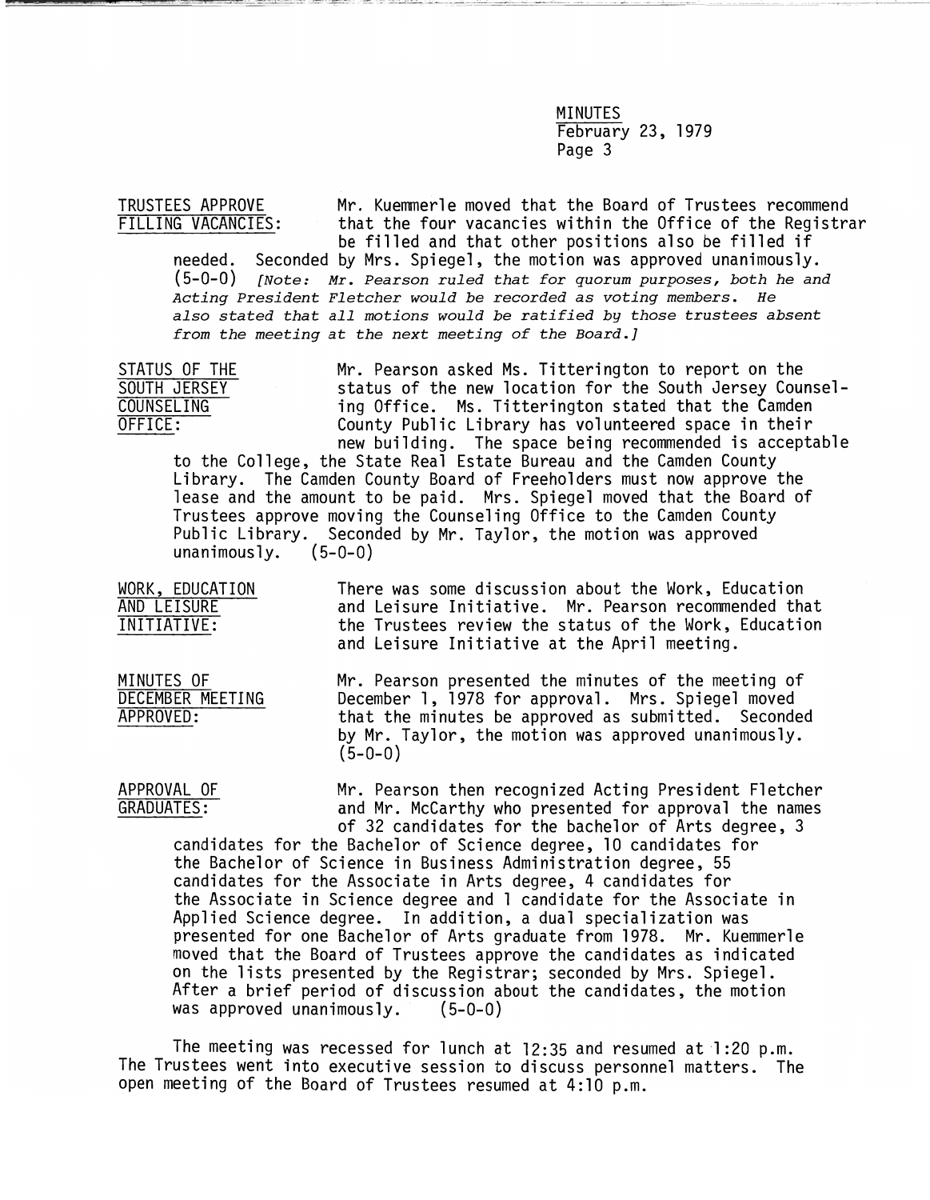MINUTES
February 23, 1979

**TRUSTEES APPROVE FILLING VACANCIES:** Mr. Kuemmerle moved that the Board of Trustees recommend that the four vacancies within the Office of the Registrar be filled and that other positions also be filled if needed. Seconded by Mrs. Spiegel, the motion was approved unanimously. (5-0-0) *[Note: Mr. Pearson ruled that for quorum purposes, both he and Acting President Fletcher would be recorded as voting members. He also stated that all motions would be ratified by those trustees absent from the meeting at the next meeting of the Board.]*

**STATUS OF THE SOUTH JERSEY COUNSELING OFFICE:** Mr. Pearson asked Ms. Titterington to report on the status of the new location for the South Jersey Counseling Office. Ms. Titterington stated that the Camden County Public Library has volunteered space in their new building. The space being recommended is acceptable to the College, the State Real Estate Bureau and the Camden County Library. The Camden County Board of Freeholders must now approve the lease and the amount to be paid. Mrs. Spiegel moved that the Board of Trustees approve moving the Counseling Office to the Camden County Public Library. Seconded by Mr. Taylor, the motion was approved unanimously. (5-0-0)

**WORK, EDUCATION AND LEISURE INITIATIVE:** There was some discussion about the Work, Education and Leisure Initiative. Mr. Pearson recommended that the Trustees review the status of the Work, Education and Leisure Initiative at the April meeting.

**MINUTES OF DECEMBER MEETING APPROVED:** Mr. Pearson presented the minutes of the meeting of December 1, 1978 for approval. Mrs. Spiegel moved that the minutes be approved as submitted. Seconded by Mr. Taylor, the motion was approved unanimously. (5-0-0)

**APPROVAL OF GRADUATES:** Mr. Pearson then recognized Acting President Fletcher and Mr. McCarthy who presented for approval the names of 32 candidates for the bachelor of Arts degree, 3 candidates for the Bachelor of Science degree, 10 candidates for the Bachelor of Science in Business Administration degree, 55 candidates for the Associate in Arts degree, 4 candidates for the Associate in Science degree and 1 candidate for the Associate in Applied Science degree. In addition, a dual specialization was presented for one Bachelor of Arts graduate from 1978. Mr. Kuemmerle moved that the Board of Trustees approve the candidates as indicated on the lists presented by the Registrar; seconded by Mrs. Spiegel. After a brief period of discussion about the candidates, the motion was approved unanimously. (5-0-0)

The meeting was recessed for lunch at 12:35 and resumed at 1:20 p.m. The Trustees went into executive session to discuss personnel matters. The open meeting of the Board of Trustees resumed at 4:10 p.m.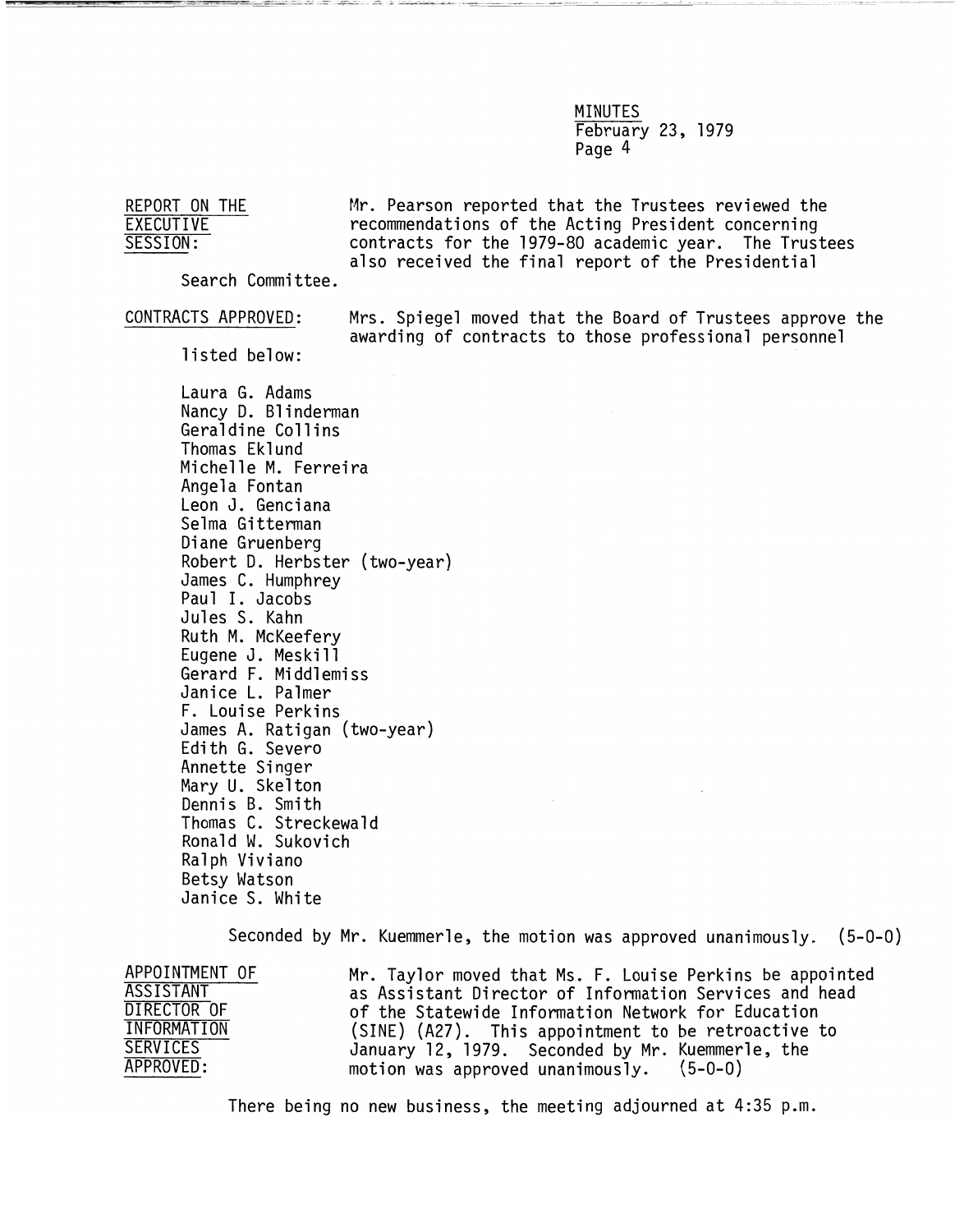REPORT ON THE EXECUTIVE SESSION: Mr. Pearson reported that the Trustees reviewed the recommendations of the Acting President concerning contracts for the 1979-80 academic year. The Trustees also received the final report of the Presidential Search Committee.

CONTRACTS APPROVED: Mrs. Spiegel moved that the Board of Trustees approve the awarding of contracts to those professional personnel listed below:

Laura G. Adams
Nancy D. Blinderman
Geraldine Collins
Thomas Eklund
Michelle M. Ferreira
Angela Fontan
Leon J. Genciana
Selma Gitterman
Diane Gruenberg
Robert D. Herbster (two-year)
James C. Humphrey
Paul I. Jacobs
Jules S. Kahn
Ruth M. McKeefery
Eugene J. Meskill
Gerard F. Middlemiss
Janice L. Palmer
F. Louise Perkins
James A. Ratigan (two-year)
Edith G. Severo
Annette Singer
Mary U. Skelton
Dennis B. Smith
Thomas C. Streckewald
Ronald W. Sukovich
Ralph Viviano
Betsy Watson
Janice S. White

Seconded by Mr. Kuemmerle, the motion was approved unanimously. (5-0-0)

APPOINTMENT OF ASSISTANT DIRECTOR OF INFORMATION SERVICES APPROVED: Mr. Taylor moved that Ms. F. Louise Perkins be appointed as Assistant Director of Information Services and head of the Statewide Information Network for Education (SINE) (A27). This appointment to be retroactive to January 12, 1979. Seconded by Mr. Kuemmerle, the motion was approved unanimously. (5-0-0)

There being no new business, the meeting adjourned at 4:35 p.m.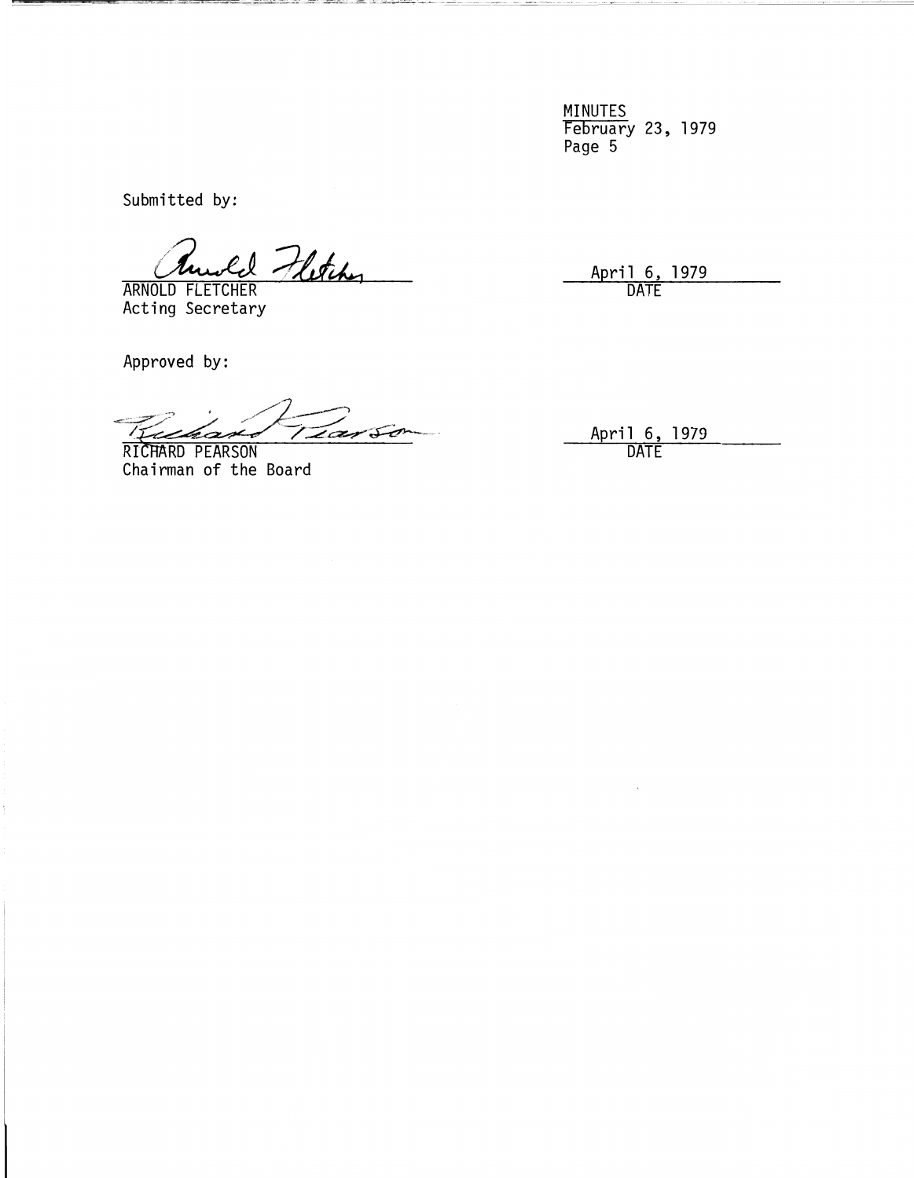MINUTES
February 23, 1979

Submitted by:

ARNOLD FLETCHER
Acting Secretary

April 6, 1979
DATE

Approved by:

RICHARD PEARSON
Chairman of the Board

April 6, 1979
DATE